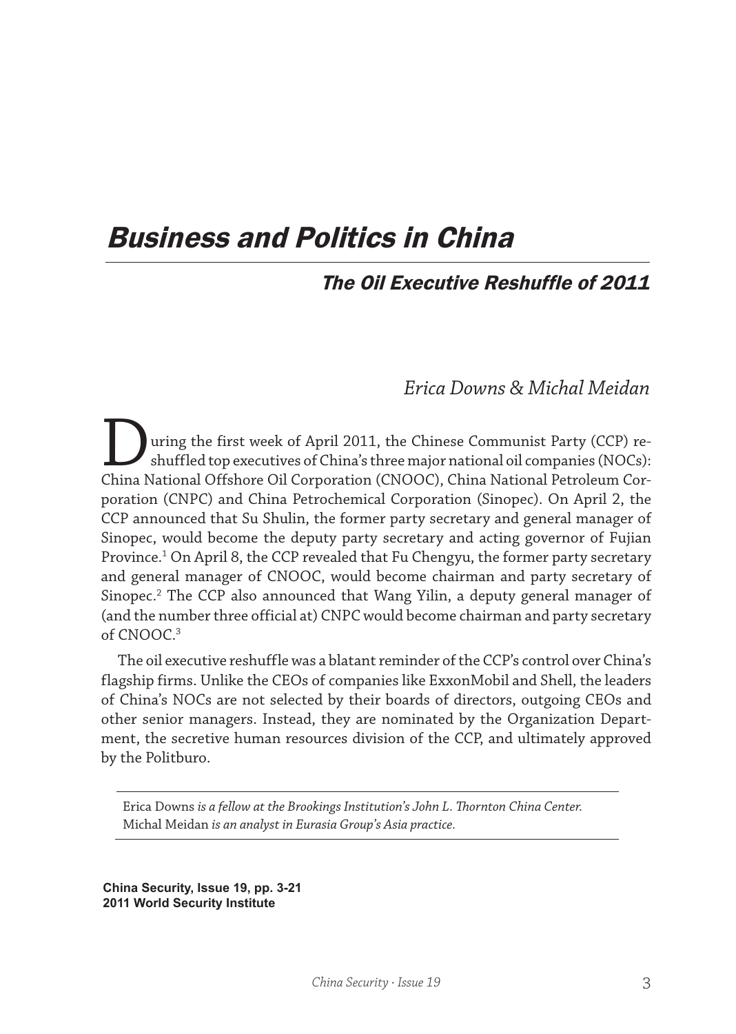# Business and Politics in China

## The Oil Executive Reshuffle of 2011

*Erica Downs & Michal Meidan*

During the first week of April 2011, the Chinese Communist Party (CCP) reshuffled top executives of China's three major national oil companies (NOCs): China National Offshore Oil Corporation (CNOOC), China National Petroleum Corporation (CNPC) and China Petrochemical Corporation (Sinopec). On April 2, the CCP announced that Su Shulin, the former party secretary and general manager of Sinopec, would become the deputy party secretary and acting governor of Fujian Province.[1] On April 8, the CCP revealed that Fu Chengyu, the former party secretary and general manager of CNOOC, would become chairman and party secretary of Sinopec.[2] The CCP also announced that Wang Yilin, a deputy general manager of (and the number three official at) CNPC would become chairman and party secretary of CNOOC.[3]

The oil executive reshuffle was a blatant reminder of the CCP's control over China's flagship firms. Unlike the CEOs of companies like ExxonMobil and Shell, the leaders of China's NOCs are not selected by their boards of directors, outgoing CEOs and other senior managers. Instead, they are nominated by the Organization Department, the secretive human resources division of the CCP, and ultimately approved by the Politburo.

---

Erica Downs *is a fellow at the Brookings Institution's John L. Thornton China Center.* Michal Meidan *is an analyst in Eurasia Group's Asia practice.*

---

**China Security, Issue 19, pp. 3-21**
**2011 World Security Institute**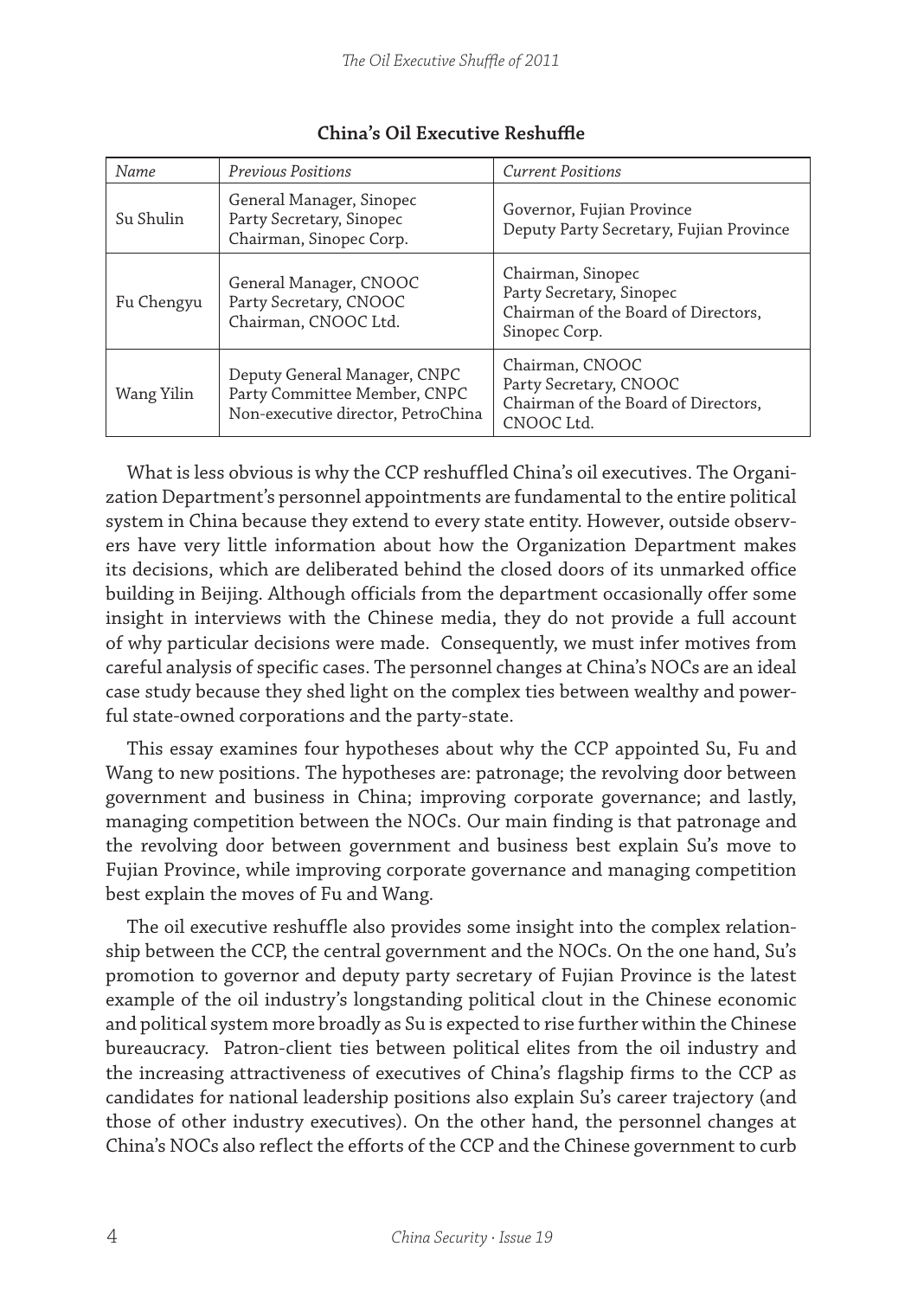**China's Oil Executive Reshuffle**

| *Name* | *Previous Positions* | *Current Positions* |
|---|---|---|
| Su Shulin | General Manager, Sinopec<br>Party Secretary, Sinopec<br>Chairman, Sinopec Corp. | Governor, Fujian Province<br>Deputy Party Secretary, Fujian Province |
| Fu Chengyu | General Manager, CNOOC<br>Party Secretary, CNOOC<br>Chairman, CNOOC Ltd. | Chairman, Sinopec<br>Party Secretary, Sinopec<br>Chairman of the Board of Directors, Sinopec Corp. |
| Wang Yilin | Deputy General Manager, CNPC<br>Party Committee Member, CNPC<br>Non-executive director, PetroChina | Chairman, CNOOC<br>Party Secretary, CNOOC<br>Chairman of the Board of Directors, CNOOC Ltd. |

What is less obvious is why the CCP reshuffled China's oil executives. The Organization Department's personnel appointments are fundamental to the entire political system in China because they extend to every state entity. However, outside observers have very little information about how the Organization Department makes its decisions, which are deliberated behind the closed doors of its unmarked office building in Beijing. Although officials from the department occasionally offer some insight in interviews with the Chinese media, they do not provide a full account of why particular decisions were made. Consequently, we must infer motives from careful analysis of specific cases. The personnel changes at China's NOCs are an ideal case study because they shed light on the complex ties between wealthy and powerful state-owned corporations and the party-state.

This essay examines four hypotheses about why the CCP appointed Su, Fu and Wang to new positions. The hypotheses are: patronage; the revolving door between government and business in China; improving corporate governance; and lastly, managing competition between the NOCs. Our main finding is that patronage and the revolving door between government and business best explain Su's move to Fujian Province, while improving corporate governance and managing competition best explain the moves of Fu and Wang.

The oil executive reshuffle also provides some insight into the complex relationship between the CCP, the central government and the NOCs. On the one hand, Su's promotion to governor and deputy party secretary of Fujian Province is the latest example of the oil industry's longstanding political clout in the Chinese economic and political system more broadly as Su is expected to rise further within the Chinese bureaucracy. Patron-client ties between political elites from the oil industry and the increasing attractiveness of executives of China's flagship firms to the CCP as candidates for national leadership positions also explain Su's career trajectory (and those of other industry executives). On the other hand, the personnel changes at China's NOCs also reflect the efforts of the CCP and the Chinese government to curb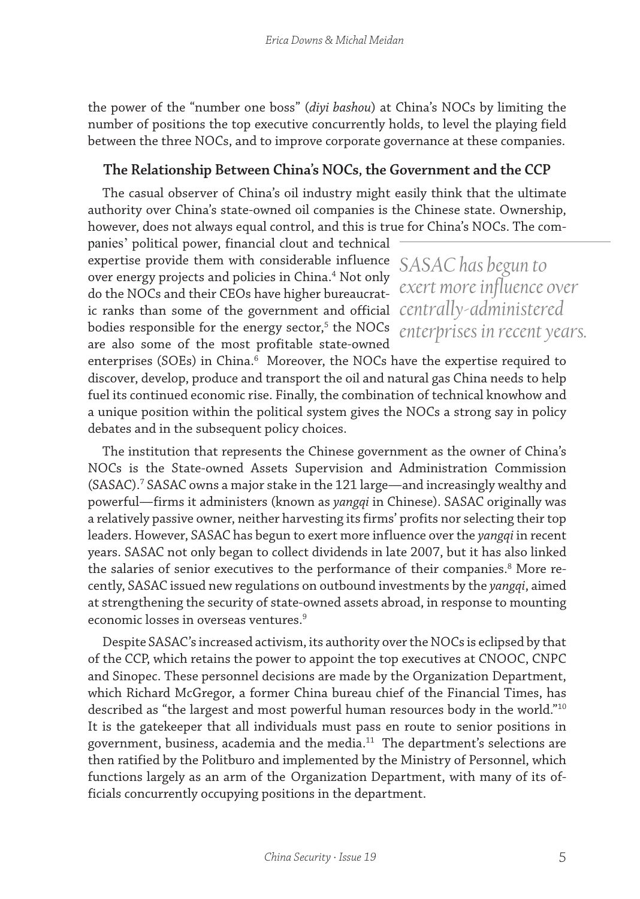the power of the "number one boss" (*diyi bashou*) at China's NOCs by limiting the number of positions the top executive concurrently holds, to level the playing field between the three NOCs, and to improve corporate governance at these companies.

### The Relationship Between China's NOCs, the Government and the CCP

The casual observer of China's oil industry might easily think that the ultimate authority over China's state-owned oil companies is the Chinese state. Ownership, however, does not always equal control, and this is true for China's NOCs. The companies' political power, financial clout and technical expertise provide them with considerable influence over energy projects and policies in China.[4] Not only do the NOCs and their CEOs have higher bureaucratic ranks than some of the government and official bodies responsible for the energy sector,[5] the NOCs are also some of the most profitable state-owned enterprises (SOEs) in China.[6] Moreover, the NOCs have the expertise required to discover, develop, produce and transport the oil and natural gas China needs to help fuel its continued economic rise. Finally, the combination of technical knowhow and a unique position within the political system gives the NOCs a strong say in policy debates and in the subsequent policy choices.

*SASAC has begun to exert more influence over centrally-administered enterprises in recent years.*

The institution that represents the Chinese government as the owner of China's NOCs is the State-owned Assets Supervision and Administration Commission (SASAC).[7] SASAC owns a major stake in the 121 large—and increasingly wealthy and powerful—firms it administers (known as *yangqi* in Chinese). SASAC originally was a relatively passive owner, neither harvesting its firms' profits nor selecting their top leaders. However, SASAC has begun to exert more influence over the *yangqi* in recent years. SASAC not only began to collect dividends in late 2007, but it has also linked the salaries of senior executives to the performance of their companies.[8] More recently, SASAC issued new regulations on outbound investments by the *yangqi*, aimed at strengthening the security of state-owned assets abroad, in response to mounting economic losses in overseas ventures.[9]

Despite SASAC's increased activism, its authority over the NOCs is eclipsed by that of the CCP, which retains the power to appoint the top executives at CNOOC, CNPC and Sinopec. These personnel decisions are made by the Organization Department, which Richard McGregor, a former China bureau chief of the Financial Times, has described as "the largest and most powerful human resources body in the world."[10] It is the gatekeeper that all individuals must pass en route to senior positions in government, business, academia and the media.[11] The department's selections are then ratified by the Politburo and implemented by the Ministry of Personnel, which functions largely as an arm of the Organization Department, with many of its officials concurrently occupying positions in the department.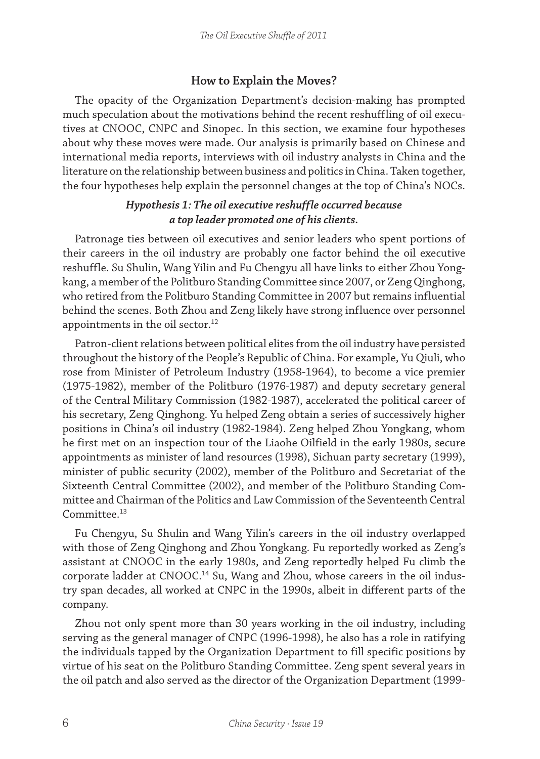## How to Explain the Moves?

The opacity of the Organization Department's decision-making has prompted much speculation about the motivations behind the recent reshuffling of oil executives at CNOOC, CNPC and Sinopec. In this section, we examine four hypotheses about why these moves were made. Our analysis is primarily based on Chinese and international media reports, interviews with oil industry analysts in China and the literature on the relationship between business and politics in China. Taken together, the four hypotheses help explain the personnel changes at the top of China's NOCs.

### *Hypothesis 1: The oil executive reshuffle occurred because a top leader promoted one of his clients.*

Patronage ties between oil executives and senior leaders who spent portions of their careers in the oil industry are probably one factor behind the oil executive reshuffle. Su Shulin, Wang Yilin and Fu Chengyu all have links to either Zhou Yongkang, a member of the Politburo Standing Committee since 2007, or Zeng Qinghong, who retired from the Politburo Standing Committee in 2007 but remains influential behind the scenes. Both Zhou and Zeng likely have strong influence over personnel appointments in the oil sector.[12]

Patron-client relations between political elites from the oil industry have persisted throughout the history of the People's Republic of China. For example, Yu Qiuli, who rose from Minister of Petroleum Industry (1958-1964), to become a vice premier (1975-1982), member of the Politburo (1976-1987) and deputy secretary general of the Central Military Commission (1982-1987), accelerated the political career of his secretary, Zeng Qinghong. Yu helped Zeng obtain a series of successively higher positions in China's oil industry (1982-1984). Zeng helped Zhou Yongkang, whom he first met on an inspection tour of the Liaohe Oilfield in the early 1980s, secure appointments as minister of land resources (1998), Sichuan party secretary (1999), minister of public security (2002), member of the Politburo and Secretariat of the Sixteenth Central Committee (2002), and member of the Politburo Standing Committee and Chairman of the Politics and Law Commission of the Seventeenth Central Committee.[13]

Fu Chengyu, Su Shulin and Wang Yilin's careers in the oil industry overlapped with those of Zeng Qinghong and Zhou Yongkang. Fu reportedly worked as Zeng's assistant at CNOOC in the early 1980s, and Zeng reportedly helped Fu climb the corporate ladder at CNOOC.[14] Su, Wang and Zhou, whose careers in the oil industry span decades, all worked at CNPC in the 1990s, albeit in different parts of the company.

Zhou not only spent more than 30 years working in the oil industry, including serving as the general manager of CNPC (1996-1998), he also has a role in ratifying the individuals tapped by the Organization Department to fill specific positions by virtue of his seat on the Politburo Standing Committee. Zeng spent several years in the oil patch and also served as the director of the Organization Department (1999-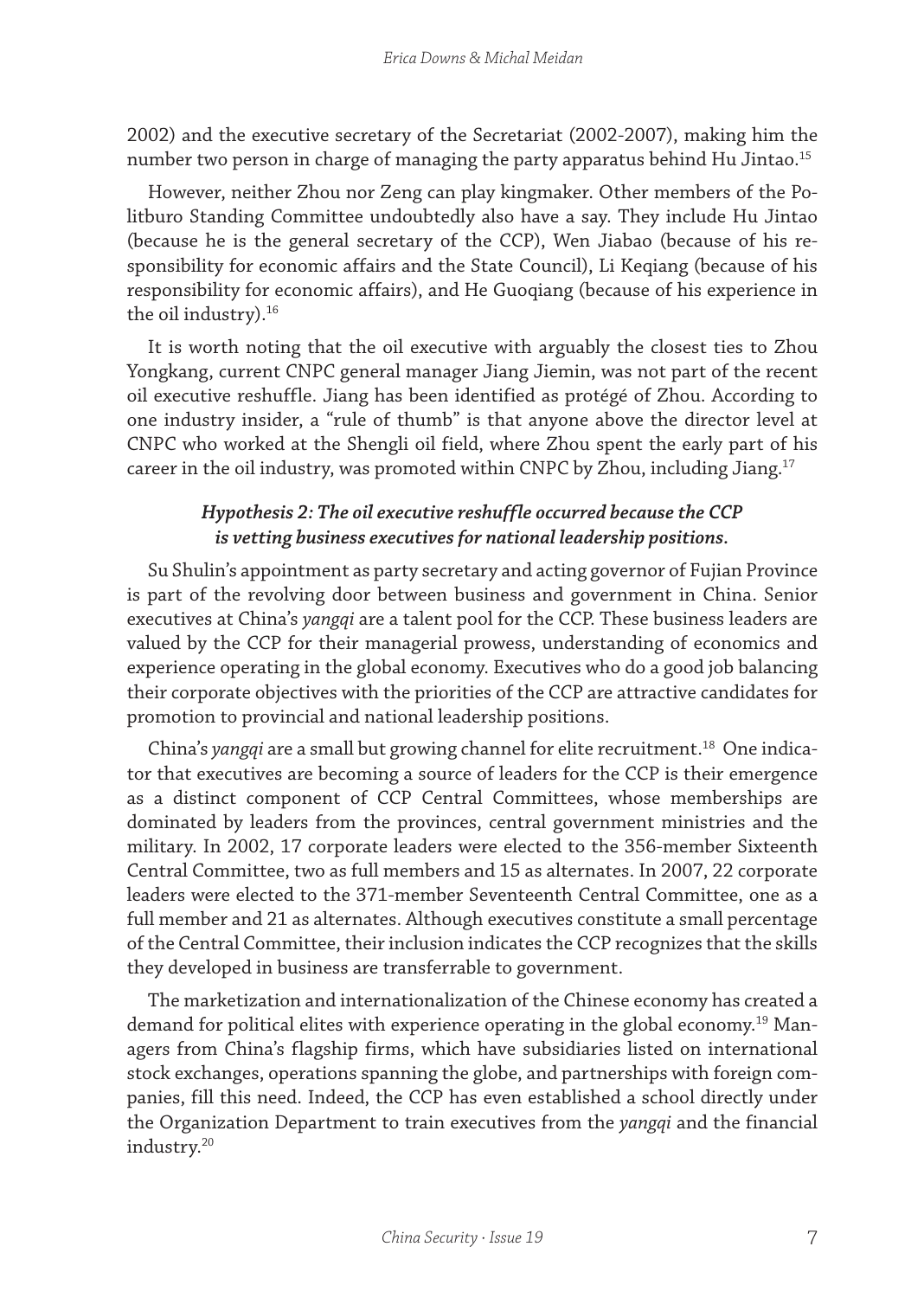2002) and the executive secretary of the Secretariat (2002-2007), making him the number two person in charge of managing the party apparatus behind Hu Jintao.[15]

However, neither Zhou nor Zeng can play kingmaker. Other members of the Politburo Standing Committee undoubtedly also have a say. They include Hu Jintao (because he is the general secretary of the CCP), Wen Jiabao (because of his responsibility for economic affairs and the State Council), Li Keqiang (because of his responsibility for economic affairs), and He Guoqiang (because of his experience in the oil industry).[16]

It is worth noting that the oil executive with arguably the closest ties to Zhou Yongkang, current CNPC general manager Jiang Jiemin, was not part of the recent oil executive reshuffle. Jiang has been identified as protégé of Zhou. According to one industry insider, a "rule of thumb" is that anyone above the director level at CNPC who worked at the Shengli oil field, where Zhou spent the early part of his career in the oil industry, was promoted within CNPC by Zhou, including Jiang.[17]

### *Hypothesis 2: The oil executive reshuffle occurred because the CCP is vetting business executives for national leadership positions.*

Su Shulin's appointment as party secretary and acting governor of Fujian Province is part of the revolving door between business and government in China. Senior executives at China's *yangqi* are a talent pool for the CCP. These business leaders are valued by the CCP for their managerial prowess, understanding of economics and experience operating in the global economy. Executives who do a good job balancing their corporate objectives with the priorities of the CCP are attractive candidates for promotion to provincial and national leadership positions.

China's *yangqi* are a small but growing channel for elite recruitment.[18] One indicator that executives are becoming a source of leaders for the CCP is their emergence as a distinct component of CCP Central Committees, whose memberships are dominated by leaders from the provinces, central government ministries and the military. In 2002, 17 corporate leaders were elected to the 356-member Sixteenth Central Committee, two as full members and 15 as alternates. In 2007, 22 corporate leaders were elected to the 371-member Seventeenth Central Committee, one as a full member and 21 as alternates. Although executives constitute a small percentage of the Central Committee, their inclusion indicates the CCP recognizes that the skills they developed in business are transferrable to government.

The marketization and internationalization of the Chinese economy has created a demand for political elites with experience operating in the global economy.[19] Managers from China's flagship firms, which have subsidiaries listed on international stock exchanges, operations spanning the globe, and partnerships with foreign companies, fill this need. Indeed, the CCP has even established a school directly under the Organization Department to train executives from the *yangqi* and the financial industry.[20]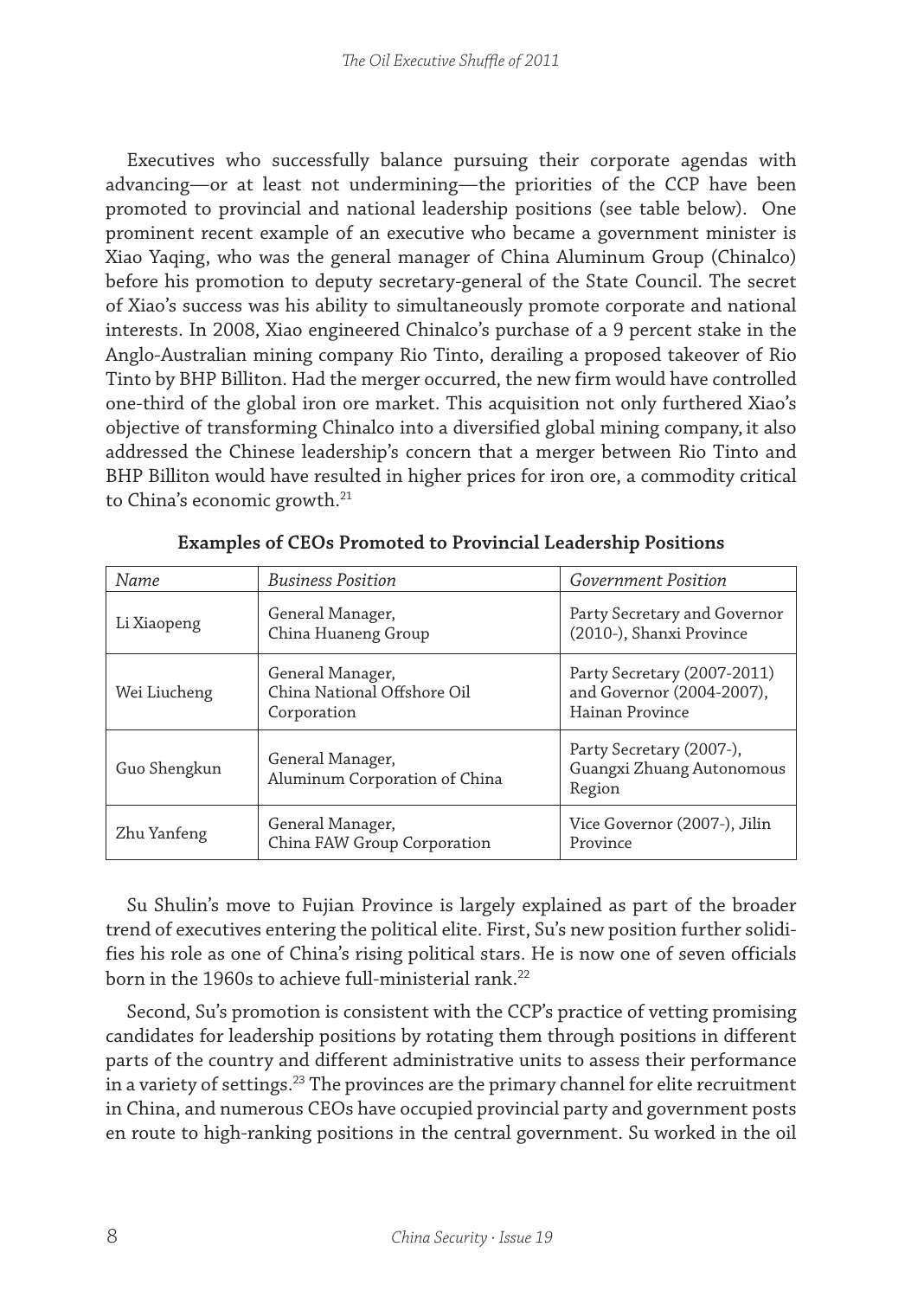Executives who successfully balance pursuing their corporate agendas with advancing—or at least not undermining—the priorities of the CCP have been promoted to provincial and national leadership positions (see table below). One prominent recent example of an executive who became a government minister is Xiao Yaqing, who was the general manager of China Aluminum Group (Chinalco) before his promotion to deputy secretary-general of the State Council. The secret of Xiao's success was his ability to simultaneously promote corporate and national interests. In 2008, Xiao engineered Chinalco's purchase of a 9 percent stake in the Anglo-Australian mining company Rio Tinto, derailing a proposed takeover of Rio Tinto by BHP Billiton. Had the merger occurred, the new firm would have controlled one-third of the global iron ore market. This acquisition not only furthered Xiao's objective of transforming Chinalco into a diversified global mining company, it also addressed the Chinese leadership's concern that a merger between Rio Tinto and BHP Billiton would have resulted in higher prices for iron ore, a commodity critical to China's economic growth.[21]

**Examples of CEOs Promoted to Provincial Leadership Positions**

| *Name* | *Business Position* | *Government Position* |
|---|---|---|
| Li Xiaopeng | General Manager, China Huaneng Group | Party Secretary and Governor (2010-), Shanxi Province |
| Wei Liucheng | General Manager, China National Offshore Oil Corporation | Party Secretary (2007-2011) and Governor (2004-2007), Hainan Province |
| Guo Shengkun | General Manager, Aluminum Corporation of China | Party Secretary (2007-), Guangxi Zhuang Autonomous Region |
| Zhu Yanfeng | General Manager, China FAW Group Corporation | Vice Governor (2007-), Jilin Province |

Su Shulin's move to Fujian Province is largely explained as part of the broader trend of executives entering the political elite. First, Su's new position further solidifies his role as one of China's rising political stars. He is now one of seven officials born in the 1960s to achieve full-ministerial rank.[22]

Second, Su's promotion is consistent with the CCP's practice of vetting promising candidates for leadership positions by rotating them through positions in different parts of the country and different administrative units to assess their performance in a variety of settings.[23] The provinces are the primary channel for elite recruitment in China, and numerous CEOs have occupied provincial party and government posts en route to high-ranking positions in the central government. Su worked in the oil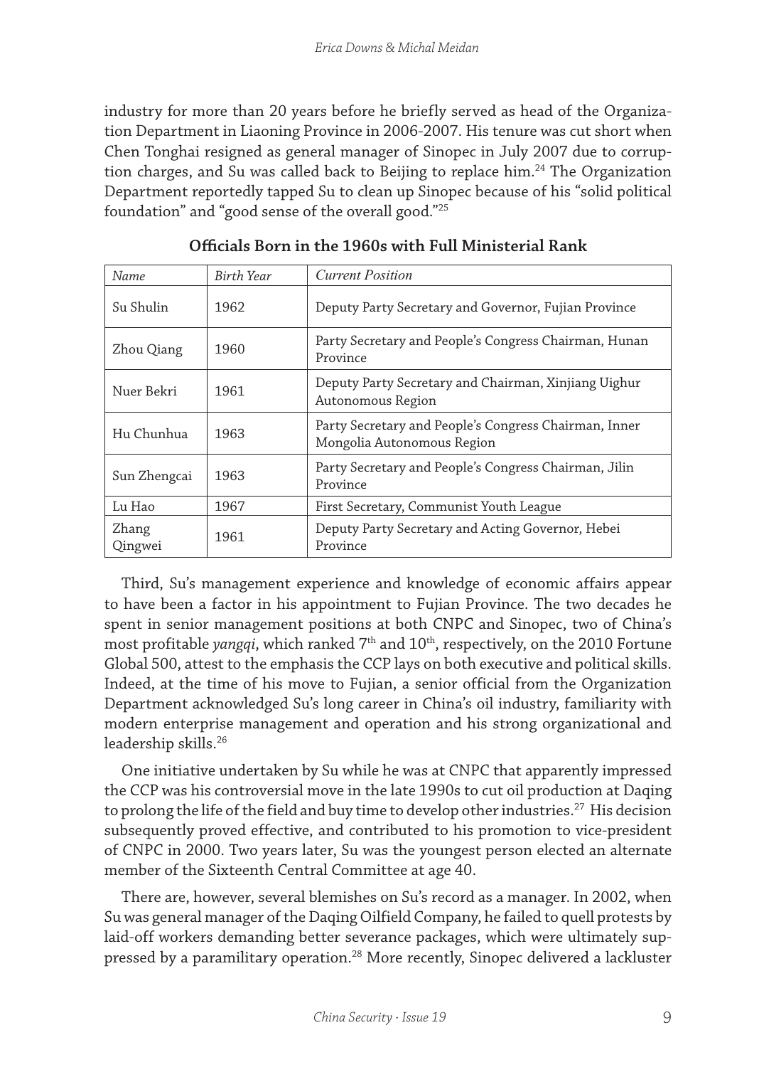industry for more than 20 years before he briefly served as head of the Organization Department in Liaoning Province in 2006-2007. His tenure was cut short when Chen Tonghai resigned as general manager of Sinopec in July 2007 due to corruption charges, and Su was called back to Beijing to replace him.[24] The Organization Department reportedly tapped Su to clean up Sinopec because of his "solid political foundation" and "good sense of the overall good."[25]

**Officials Born in the 1960s with Full Ministerial Rank**

| *Name* | *Birth Year* | *Current Position* |
|---|---|---|
| Su Shulin | 1962 | Deputy Party Secretary and Governor, Fujian Province |
| Zhou Qiang | 1960 | Party Secretary and People's Congress Chairman, Hunan Province |
| Nuer Bekri | 1961 | Deputy Party Secretary and Chairman, Xinjiang Uighur Autonomous Region |
| Hu Chunhua | 1963 | Party Secretary and People's Congress Chairman, Inner Mongolia Autonomous Region |
| Sun Zhengcai | 1963 | Party Secretary and People's Congress Chairman, Jilin Province |
| Lu Hao | 1967 | First Secretary, Communist Youth League |
| Zhang Qingwei | 1961 | Deputy Party Secretary and Acting Governor, Hebei Province |

Third, Su's management experience and knowledge of economic affairs appear to have been a factor in his appointment to Fujian Province. The two decades he spent in senior management positions at both CNPC and Sinopec, two of China's most profitable *yangqi*, which ranked 7th and 10th, respectively, on the 2010 Fortune Global 500, attest to the emphasis the CCP lays on both executive and political skills. Indeed, at the time of his move to Fujian, a senior official from the Organization Department acknowledged Su's long career in China's oil industry, familiarity with modern enterprise management and operation and his strong organizational and leadership skills.[26]

One initiative undertaken by Su while he was at CNPC that apparently impressed the CCP was his controversial move in the late 1990s to cut oil production at Daqing to prolong the life of the field and buy time to develop other industries.[27] His decision subsequently proved effective, and contributed to his promotion to vice-president of CNPC in 2000. Two years later, Su was the youngest person elected an alternate member of the Sixteenth Central Committee at age 40.

There are, however, several blemishes on Su's record as a manager. In 2002, when Su was general manager of the Daqing Oilfield Company, he failed to quell protests by laid-off workers demanding better severance packages, which were ultimately suppressed by a paramilitary operation.[28] More recently, Sinopec delivered a lackluster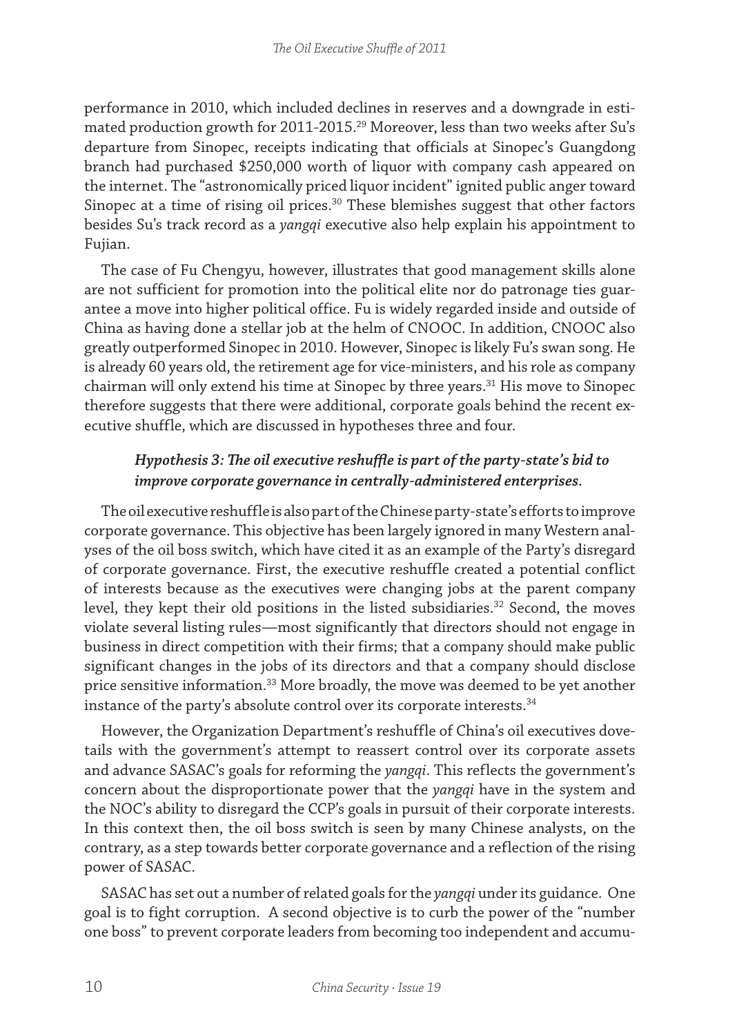performance in 2010, which included declines in reserves and a downgrade in estimated production growth for 2011-2015.[29] Moreover, less than two weeks after Su's departure from Sinopec, receipts indicating that officials at Sinopec's Guangdong branch had purchased $250,000 worth of liquor with company cash appeared on the internet. The "astronomically priced liquor incident" ignited public anger toward Sinopec at a time of rising oil prices.[30] These blemishes suggest that other factors besides Su's track record as a *yangqi* executive also help explain his appointment to Fujian.

The case of Fu Chengyu, however, illustrates that good management skills alone are not sufficient for promotion into the political elite nor do patronage ties guarantee a move into higher political office. Fu is widely regarded inside and outside of China as having done a stellar job at the helm of CNOOC. In addition, CNOOC also greatly outperformed Sinopec in 2010. However, Sinopec is likely Fu's swan song. He is already 60 years old, the retirement age for vice-ministers, and his role as company chairman will only extend his time at Sinopec by three years.[31] His move to Sinopec therefore suggests that there were additional, corporate goals behind the recent executive shuffle, which are discussed in hypotheses three and four.

### *Hypothesis 3: The oil executive reshuffle is part of the party-state's bid to improve corporate governance in centrally-administered enterprises.*

The oil executive reshuffle is also part of the Chinese party-state's efforts to improve corporate governance. This objective has been largely ignored in many Western analyses of the oil boss switch, which have cited it as an example of the Party's disregard of corporate governance. First, the executive reshuffle created a potential conflict of interests because as the executives were changing jobs at the parent company level, they kept their old positions in the listed subsidiaries.[32] Second, the moves violate several listing rules—most significantly that directors should not engage in business in direct competition with their firms; that a company should make public significant changes in the jobs of its directors and that a company should disclose price sensitive information.[33] More broadly, the move was deemed to be yet another instance of the party's absolute control over its corporate interests.[34]

However, the Organization Department's reshuffle of China's oil executives dovetails with the government's attempt to reassert control over its corporate assets and advance SASAC's goals for reforming the *yangqi*. This reflects the government's concern about the disproportionate power that the *yangqi* have in the system and the NOC's ability to disregard the CCP's goals in pursuit of their corporate interests. In this context then, the oil boss switch is seen by many Chinese analysts, on the contrary, as a step towards better corporate governance and a reflection of the rising power of SASAC.

SASAC has set out a number of related goals for the *yangqi* under its guidance. One goal is to fight corruption. A second objective is to curb the power of the "number one boss" to prevent corporate leaders from becoming too independent and accumu-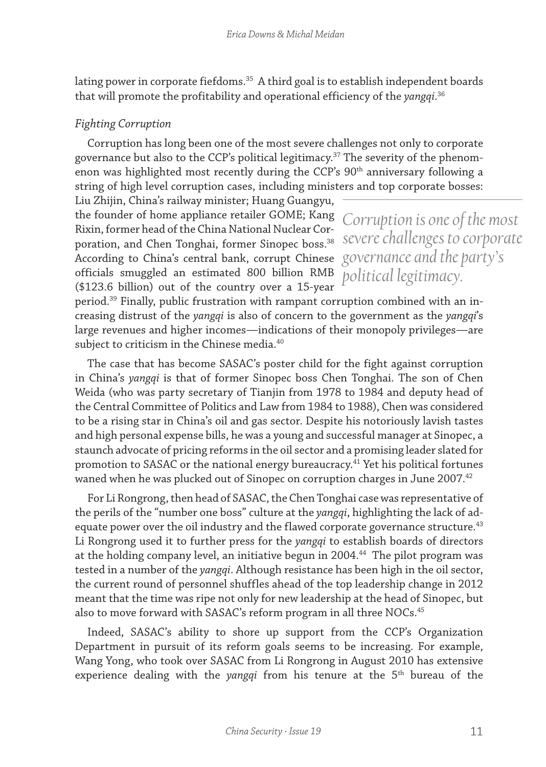lating power in corporate fiefdoms.[35] A third goal is to establish independent boards that will promote the profitability and operational efficiency of the *yangqi*.[36]

### *Fighting Corruption*

Corruption has long been one of the most severe challenges not only to corporate governance but also to the CCP's political legitimacy.[37] The severity of the phenomenon was highlighted most recently during the CCP's 90th anniversary following a string of high level corruption cases, including ministers and top corporate bosses: Liu Zhijin, China's railway minister; Huang Guangyu, the founder of home appliance retailer GOME; Kang Rixin, former head of the China National Nuclear Corporation, and Chen Tonghai, former Sinopec boss.[38] According to China's central bank, corrupt Chinese officials smuggled an estimated 800 billion RMB ($123.6 billion) out of the country over a 15-year period.[39] Finally, public frustration with rampant corruption combined with an increasing distrust of the *yangqi* is also of concern to the government as the *yangqi*'s large revenues and higher incomes—indications of their monopoly privileges—are subject to criticism in the Chinese media.[40]

> *Corruption is one of the most severe challenges to corporate governance and the party's political legitimacy.*

The case that has become SASAC's poster child for the fight against corruption in China's *yangqi* is that of former Sinopec boss Chen Tonghai. The son of Chen Weida (who was party secretary of Tianjin from 1978 to 1984 and deputy head of the Central Committee of Politics and Law from 1984 to 1988), Chen was considered to be a rising star in China's oil and gas sector. Despite his notoriously lavish tastes and high personal expense bills, he was a young and successful manager at Sinopec, a staunch advocate of pricing reforms in the oil sector and a promising leader slated for promotion to SASAC or the national energy bureaucracy.[41] Yet his political fortunes waned when he was plucked out of Sinopec on corruption charges in June 2007.[42]

For Li Rongrong, then head of SASAC, the Chen Tonghai case was representative of the perils of the "number one boss" culture at the *yangqi*, highlighting the lack of adequate power over the oil industry and the flawed corporate governance structure.[43] Li Rongrong used it to further press for the *yangqi* to establish boards of directors at the holding company level, an initiative begun in 2004.[44] The pilot program was tested in a number of the *yangqi*. Although resistance has been high in the oil sector, the current round of personnel shuffles ahead of the top leadership change in 2012 meant that the time was ripe not only for new leadership at the head of Sinopec, but also to move forward with SASAC's reform program in all three NOCs.[45]

Indeed, SASAC's ability to shore up support from the CCP's Organization Department in pursuit of its reform goals seems to be increasing. For example, Wang Yong, who took over SASAC from Li Rongrong in August 2010 has extensive experience dealing with the *yangqi* from his tenure at the 5th bureau of the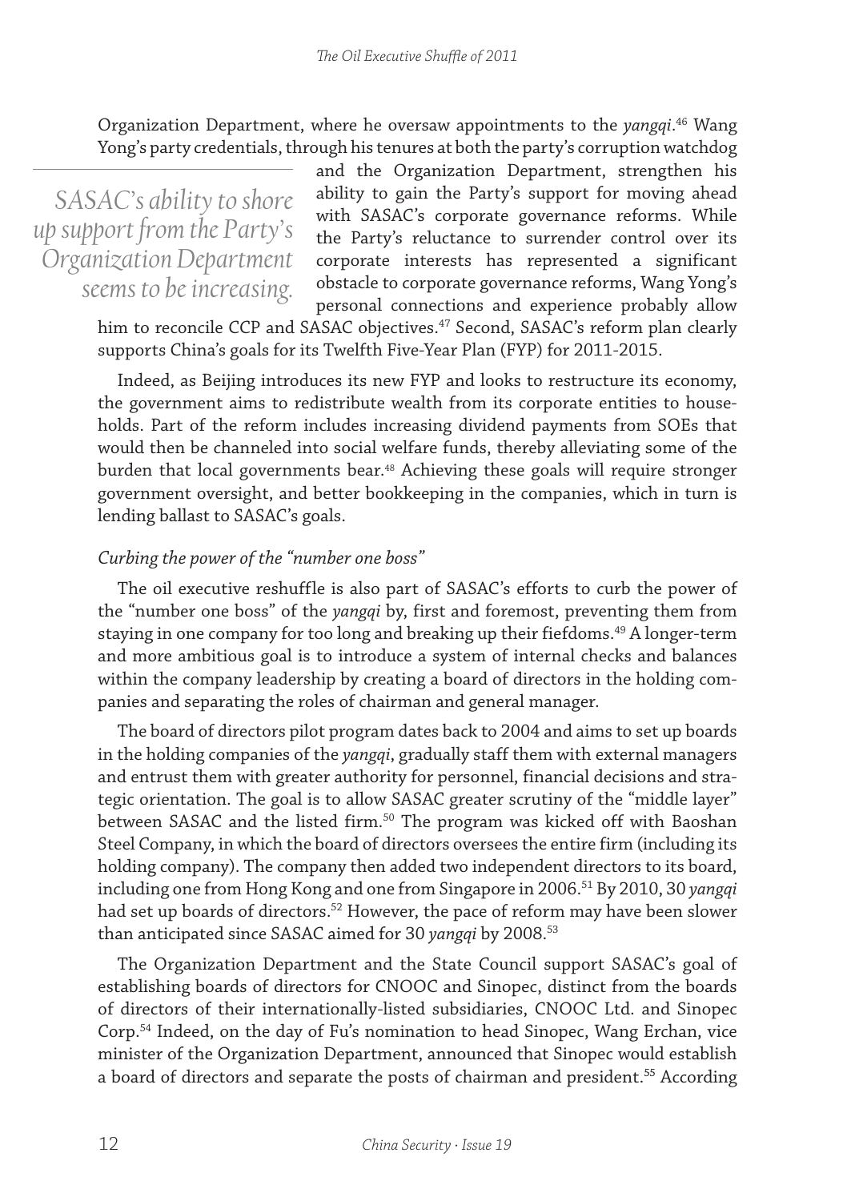Organization Department, where he oversaw appointments to the *yangqi*.[46] Wang Yong's party credentials, through his tenures at both the party's corruption watchdog and the Organization Department, strengthen his ability to gain the Party's support for moving ahead with SASAC's corporate governance reforms. While the Party's reluctance to surrender control over its corporate interests has represented a significant obstacle to corporate governance reforms, Wang Yong's personal connections and experience probably allow him to reconcile CCP and SASAC objectives.[47] Second, SASAC's reform plan clearly supports China's goals for its Twelfth Five-Year Plan (FYP) for 2011-2015.

*SASAC's ability to shore up support from the Party's Organization Department seems to be increasing.*

Indeed, as Beijing introduces its new FYP and looks to restructure its economy, the government aims to redistribute wealth from its corporate entities to households. Part of the reform includes increasing dividend payments from SOEs that would then be channeled into social welfare funds, thereby alleviating some of the burden that local governments bear.[48] Achieving these goals will require stronger government oversight, and better bookkeeping in the companies, which in turn is lending ballast to SASAC's goals.

### *Curbing the power of the "number one boss"*

The oil executive reshuffle is also part of SASAC's efforts to curb the power of the "number one boss" of the *yangqi* by, first and foremost, preventing them from staying in one company for too long and breaking up their fiefdoms.[49] A longer-term and more ambitious goal is to introduce a system of internal checks and balances within the company leadership by creating a board of directors in the holding companies and separating the roles of chairman and general manager.

The board of directors pilot program dates back to 2004 and aims to set up boards in the holding companies of the *yangqi*, gradually staff them with external managers and entrust them with greater authority for personnel, financial decisions and strategic orientation. The goal is to allow SASAC greater scrutiny of the "middle layer" between SASAC and the listed firm.[50] The program was kicked off with Baoshan Steel Company, in which the board of directors oversees the entire firm (including its holding company). The company then added two independent directors to its board, including one from Hong Kong and one from Singapore in 2006.[51] By 2010, 30 *yangqi* had set up boards of directors.[52] However, the pace of reform may have been slower than anticipated since SASAC aimed for 30 *yangqi* by 2008.[53]

The Organization Department and the State Council support SASAC's goal of establishing boards of directors for CNOOC and Sinopec, distinct from the boards of directors of their internationally-listed subsidiaries, CNOOC Ltd. and Sinopec Corp.[54] Indeed, on the day of Fu's nomination to head Sinopec, Wang Erchan, vice minister of the Organization Department, announced that Sinopec would establish a board of directors and separate the posts of chairman and president.[55] According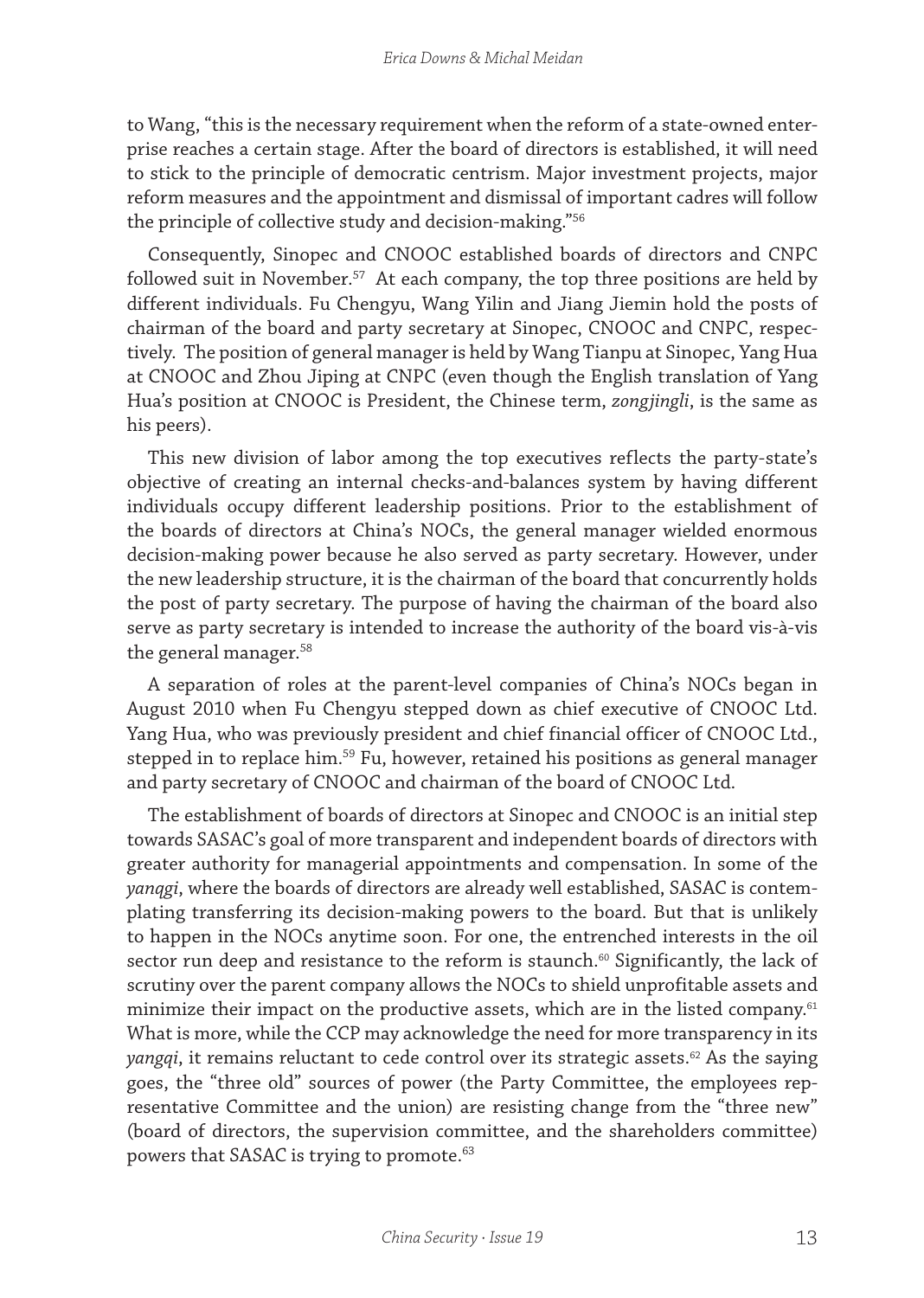to Wang, "this is the necessary requirement when the reform of a state-owned enterprise reaches a certain stage. After the board of directors is established, it will need to stick to the principle of democratic centrism. Major investment projects, major reform measures and the appointment and dismissal of important cadres will follow the principle of collective study and decision-making."[56]

Consequently, Sinopec and CNOOC established boards of directors and CNPC followed suit in November.[57] At each company, the top three positions are held by different individuals. Fu Chengyu, Wang Yilin and Jiang Jiemin hold the posts of chairman of the board and party secretary at Sinopec, CNOOC and CNPC, respectively. The position of general manager is held by Wang Tianpu at Sinopec, Yang Hua at CNOOC and Zhou Jiping at CNPC (even though the English translation of Yang Hua's position at CNOOC is President, the Chinese term, *zongjingli*, is the same as his peers).

This new division of labor among the top executives reflects the party-state's objective of creating an internal checks-and-balances system by having different individuals occupy different leadership positions. Prior to the establishment of the boards of directors at China's NOCs, the general manager wielded enormous decision-making power because he also served as party secretary. However, under the new leadership structure, it is the chairman of the board that concurrently holds the post of party secretary. The purpose of having the chairman of the board also serve as party secretary is intended to increase the authority of the board vis-à-vis the general manager.[58]

A separation of roles at the parent-level companies of China's NOCs began in August 2010 when Fu Chengyu stepped down as chief executive of CNOOC Ltd. Yang Hua, who was previously president and chief financial officer of CNOOC Ltd., stepped in to replace him.[59] Fu, however, retained his positions as general manager and party secretary of CNOOC and chairman of the board of CNOOC Ltd.

The establishment of boards of directors at Sinopec and CNOOC is an initial step towards SASAC's goal of more transparent and independent boards of directors with greater authority for managerial appointments and compensation. In some of the *yanqgi*, where the boards of directors are already well established, SASAC is contemplating transferring its decision-making powers to the board. But that is unlikely to happen in the NOCs anytime soon. For one, the entrenched interests in the oil sector run deep and resistance to the reform is staunch.[60] Significantly, the lack of scrutiny over the parent company allows the NOCs to shield unprofitable assets and minimize their impact on the productive assets, which are in the listed company.[61] What is more, while the CCP may acknowledge the need for more transparency in its *yangqi*, it remains reluctant to cede control over its strategic assets.[62] As the saying goes, the "three old" sources of power (the Party Committee, the employees representative Committee and the union) are resisting change from the "three new" (board of directors, the supervision committee, and the shareholders committee) powers that SASAC is trying to promote.[63]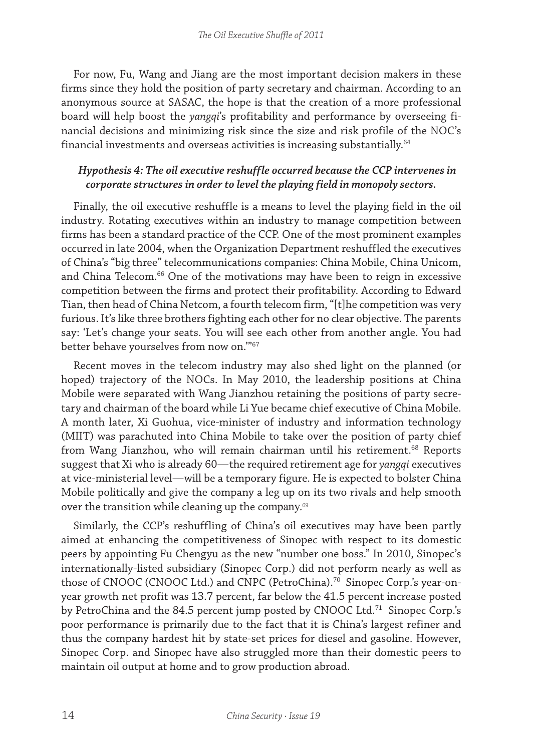For now, Fu, Wang and Jiang are the most important decision makers in these firms since they hold the position of party secretary and chairman. According to an anonymous source at SASAC, the hope is that the creation of a more professional board will help boost the *yangqi*'s profitability and performance by overseeing financial decisions and minimizing risk since the size and risk profile of the NOC's financial investments and overseas activities is increasing substantially.[64]

***Hypothesis 4: The oil executive reshuffle occurred because the CCP intervenes in corporate structures in order to level the playing field in monopoly sectors.***

Finally, the oil executive reshuffle is a means to level the playing field in the oil industry. Rotating executives within an industry to manage competition between firms has been a standard practice of the CCP. One of the most prominent examples occurred in late 2004, when the Organization Department reshuffled the executives of China's "big three" telecommunications companies: China Mobile, China Unicom, and China Telecom.[66] One of the motivations may have been to reign in excessive competition between the firms and protect their profitability. According to Edward Tian, then head of China Netcom, a fourth telecom firm, "[t]he competition was very furious. It's like three brothers fighting each other for no clear objective. The parents say: 'Let's change your seats. You will see each other from another angle. You had better behave yourselves from now on.'"[67]

Recent moves in the telecom industry may also shed light on the planned (or hoped) trajectory of the NOCs. In May 2010, the leadership positions at China Mobile were separated with Wang Jianzhou retaining the positions of party secretary and chairman of the board while Li Yue became chief executive of China Mobile. A month later, Xi Guohua, vice-minister of industry and information technology (MIIT) was parachuted into China Mobile to take over the position of party chief from Wang Jianzhou, who will remain chairman until his retirement.[68] Reports suggest that Xi who is already 60—the required retirement age for *yangqi* executives at vice-ministerial level—will be a temporary figure. He is expected to bolster China Mobile politically and give the company a leg up on its two rivals and help smooth over the transition while cleaning up the company.[69]

Similarly, the CCP's reshuffling of China's oil executives may have been partly aimed at enhancing the competitiveness of Sinopec with respect to its domestic peers by appointing Fu Chengyu as the new "number one boss." In 2010, Sinopec's internationally-listed subsidiary (Sinopec Corp.) did not perform nearly as well as those of CNOOC (CNOOC Ltd.) and CNPC (PetroChina).[70] Sinopec Corp.'s year-on-year growth net profit was 13.7 percent, far below the 41.5 percent increase posted by PetroChina and the 84.5 percent jump posted by CNOOC Ltd.[71] Sinopec Corp.'s poor performance is primarily due to the fact that it is China's largest refiner and thus the company hardest hit by state-set prices for diesel and gasoline. However, Sinopec Corp. and Sinopec have also struggled more than their domestic peers to maintain oil output at home and to grow production abroad.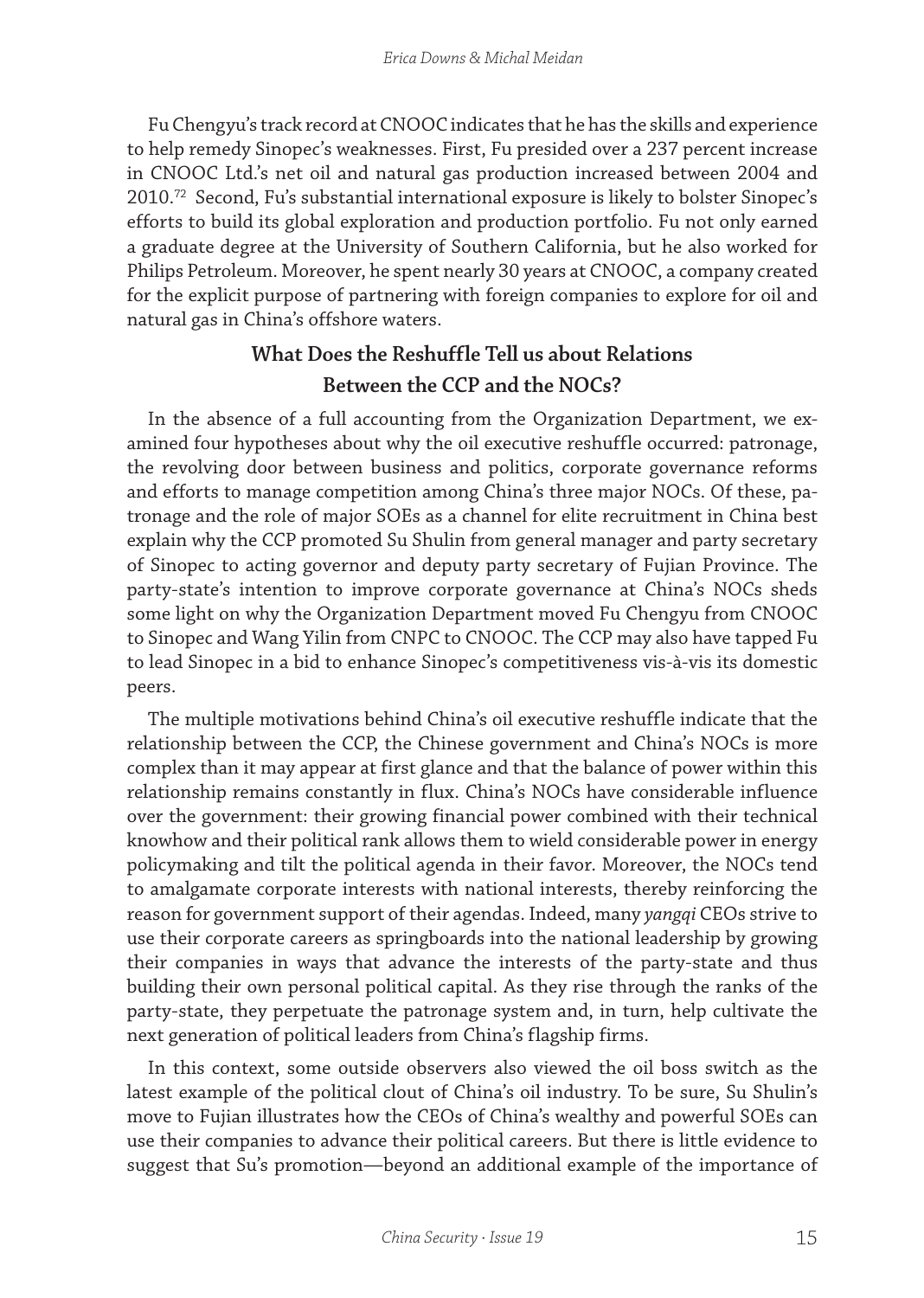Fu Chengyu's track record at CNOOC indicates that he has the skills and experience to help remedy Sinopec's weaknesses. First, Fu presided over a 237 percent increase in CNOOC Ltd.'s net oil and natural gas production increased between 2004 and 2010.[72] Second, Fu's substantial international exposure is likely to bolster Sinopec's efforts to build its global exploration and production portfolio. Fu not only earned a graduate degree at the University of Southern California, but he also worked for Philips Petroleum. Moreover, he spent nearly 30 years at CNOOC, a company created for the explicit purpose of partnering with foreign companies to explore for oil and natural gas in China's offshore waters.

## What Does the Reshuffle Tell us about Relations Between the CCP and the NOCs?

In the absence of a full accounting from the Organization Department, we examined four hypotheses about why the oil executive reshuffle occurred: patronage, the revolving door between business and politics, corporate governance reforms and efforts to manage competition among China's three major NOCs. Of these, patronage and the role of major SOEs as a channel for elite recruitment in China best explain why the CCP promoted Su Shulin from general manager and party secretary of Sinopec to acting governor and deputy party secretary of Fujian Province. The party-state's intention to improve corporate governance at China's NOCs sheds some light on why the Organization Department moved Fu Chengyu from CNOOC to Sinopec and Wang Yilin from CNPC to CNOOC. The CCP may also have tapped Fu to lead Sinopec in a bid to enhance Sinopec's competitiveness vis-à-vis its domestic peers.

The multiple motivations behind China's oil executive reshuffle indicate that the relationship between the CCP, the Chinese government and China's NOCs is more complex than it may appear at first glance and that the balance of power within this relationship remains constantly in flux. China's NOCs have considerable influence over the government: their growing financial power combined with their technical knowhow and their political rank allows them to wield considerable power in energy policymaking and tilt the political agenda in their favor. Moreover, the NOCs tend to amalgamate corporate interests with national interests, thereby reinforcing the reason for government support of their agendas. Indeed, many *yangqi* CEOs strive to use their corporate careers as springboards into the national leadership by growing their companies in ways that advance the interests of the party-state and thus building their own personal political capital. As they rise through the ranks of the party-state, they perpetuate the patronage system and, in turn, help cultivate the next generation of political leaders from China's flagship firms.

In this context, some outside observers also viewed the oil boss switch as the latest example of the political clout of China's oil industry. To be sure, Su Shulin's move to Fujian illustrates how the CEOs of China's wealthy and powerful SOEs can use their companies to advance their political careers. But there is little evidence to suggest that Su's promotion—beyond an additional example of the importance of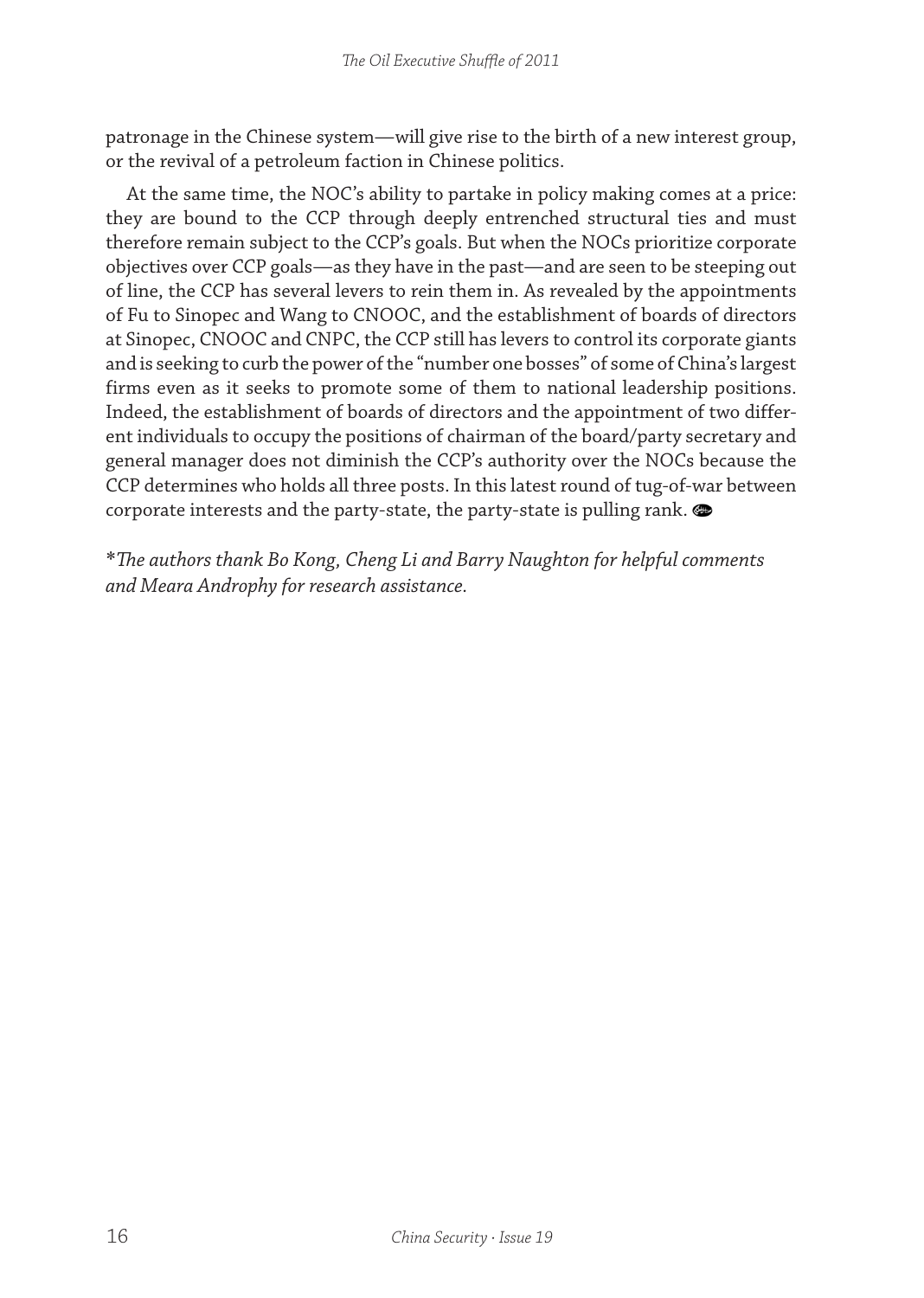patronage in the Chinese system—will give rise to the birth of a new interest group, or the revival of a petroleum faction in Chinese politics.

At the same time, the NOC's ability to partake in policy making comes at a price: they are bound to the CCP through deeply entrenched structural ties and must therefore remain subject to the CCP's goals. But when the NOCs prioritize corporate objectives over CCP goals—as they have in the past—and are seen to be steeping out of line, the CCP has several levers to rein them in. As revealed by the appointments of Fu to Sinopec and Wang to CNOOC, and the establishment of boards of directors at Sinopec, CNOOC and CNPC, the CCP still has levers to control its corporate giants and is seeking to curb the power of the "number one bosses" of some of China's largest firms even as it seeks to promote some of them to national leadership positions. Indeed, the establishment of boards of directors and the appointment of two different individuals to occupy the positions of chairman of the board/party secretary and general manager does not diminish the CCP's authority over the NOCs because the CCP determines who holds all three posts. In this latest round of tug-of-war between corporate interests and the party-state, the party-state is pulling rank.

**The authors thank Bo Kong, Cheng Li and Barry Naughton for helpful comments and Meara Androphy for research assistance.*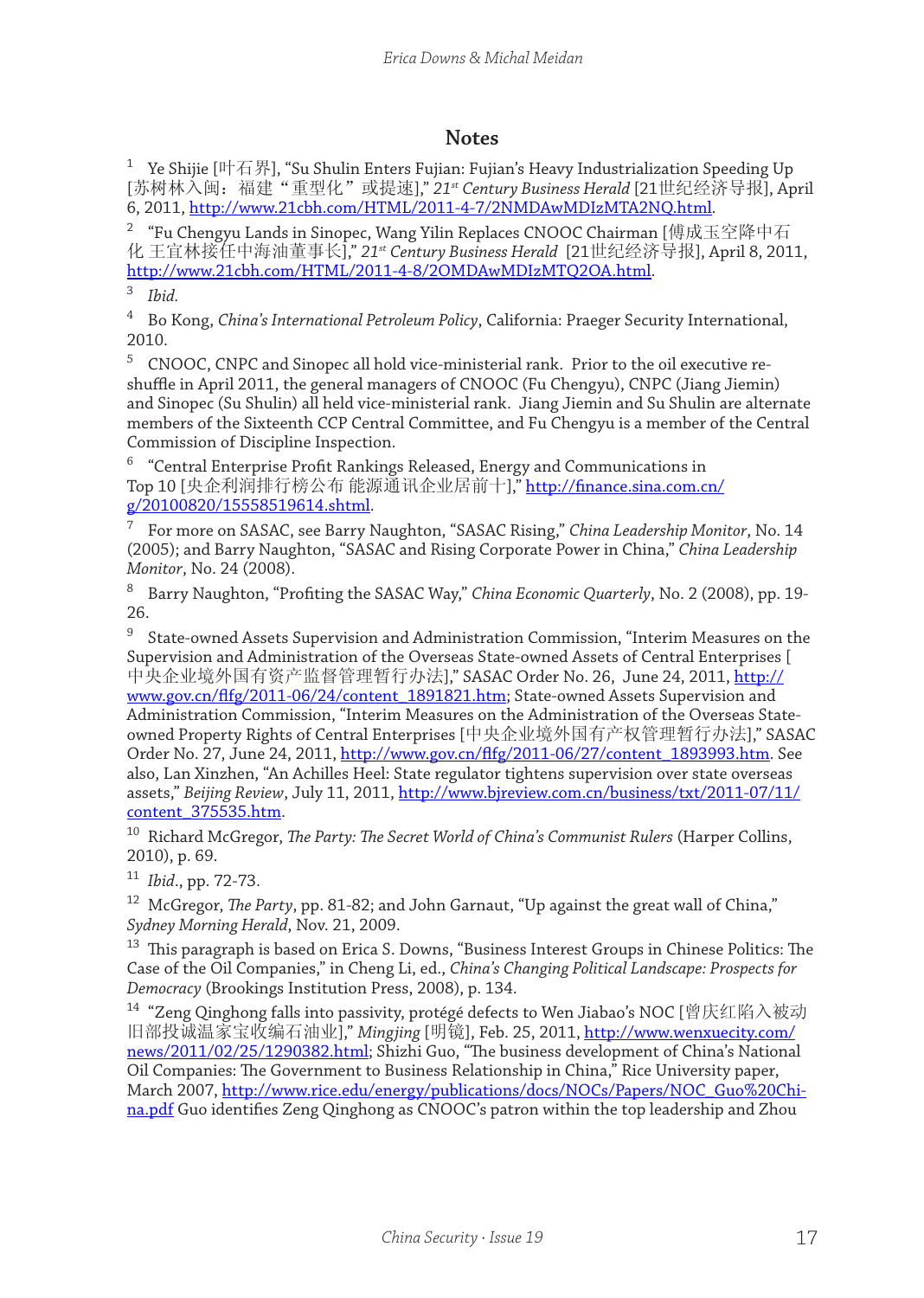## Notes

1 Ye Shijie [叶石界], "Su Shulin Enters Fujian: Fujian's Heavy Industrialization Speeding Up [苏树林入闽：福建"重型化"或提速]," *21st Century Business Herald* [21世纪经济导报], April 6, 2011, http://www.21cbh.com/HTML/2011-4-7/2NMDAwMDIzMTA2NQ.html.

2 "Fu Chengyu Lands in Sinopec, Wang Yilin Replaces CNOOC Chairman [傅成玉空降中石化 王宜林接任中海油董事长]," *21st Century Business Herald* [21世纪经济导报], April 8, 2011, http://www.21cbh.com/HTML/2011-4-8/2OMDAwMDIzMTQ2OA.html.

3 *Ibid.*

4 Bo Kong, *China's International Petroleum Policy*, California: Praeger Security International, 2010.

5 CNOOC, CNPC and Sinopec all hold vice-ministerial rank. Prior to the oil executive re-shuffle in April 2011, the general managers of CNOOC (Fu Chengyu), CNPC (Jiang Jiemin) and Sinopec (Su Shulin) all held vice-ministerial rank. Jiang Jiemin and Su Shulin are alternate members of the Sixteenth CCP Central Committee, and Fu Chengyu is a member of the Central Commission of Discipline Inspection.

6 "Central Enterprise Profit Rankings Released, Energy and Communications in Top 10 [央企利润排行榜公布 能源通讯企业居前十]," http://finance.sina.com.cn/g/20100820/15558519614.shtml.

7 For more on SASAC, see Barry Naughton, "SASAC Rising," *China Leadership Monitor*, No. 14 (2005); and Barry Naughton, "SASAC and Rising Corporate Power in China," *China Leadership Monitor*, No. 24 (2008).

8 Barry Naughton, "Profiting the SASAC Way," *China Economic Quarterly*, No. 2 (2008), pp. 19-26.

9 State-owned Assets Supervision and Administration Commission, "Interim Measures on the Supervision and Administration of the Overseas State-owned Assets of Central Enterprises [中央企业境外国有资产监督管理暂行办法]," SASAC Order No. 26, June 24, 2011, http://www.gov.cn/flfg/2011-06/24/content_1891821.htm; State-owned Assets Supervision and Administration Commission, "Interim Measures on the Administration of the Overseas State-owned Property Rights of Central Enterprises [中央企业境外国有产权管理暂行办法]," SASAC Order No. 27, June 24, 2011, http://www.gov.cn/flfg/2011-06/27/content_1893993.htm. See also, Lan Xinzhen, "An Achilles Heel: State regulator tightens supervision over state overseas assets," *Beijing Review*, July 11, 2011, http://www.bjreview.com.cn/business/txt/2011-07/11/content_375535.htm.

10 Richard McGregor, *The Party: The Secret World of China's Communist Rulers* (Harper Collins, 2010), p. 69.

11 *Ibid*., pp. 72-73.

12 McGregor, *The Party*, pp. 81-82; and John Garnaut, "Up against the great wall of China," *Sydney Morning Herald*, Nov. 21, 2009.

13 This paragraph is based on Erica S. Downs, "Business Interest Groups in Chinese Politics: The Case of the Oil Companies," in Cheng Li, ed., *China's Changing Political Landscape: Prospects for Democracy* (Brookings Institution Press, 2008), p. 134.

14 "Zeng Qinghong falls into passivity, protégé defects to Wen Jiabao's NOC [曾庆红陷入被动 旧部投诚温家宝收编石油业]," *Mingjing* [明镜], Feb. 25, 2011, http://www.wenxuecity.com/news/2011/02/25/1290382.html; Shizhi Guo, "The business development of China's National Oil Companies: The Government to Business Relationship in China," Rice University paper, March 2007, http://www.rice.edu/energy/publications/docs/NOCs/Papers/NOC_Guo%20China.pdf Guo identifies Zeng Qinghong as CNOOC's patron within the top leadership and Zhou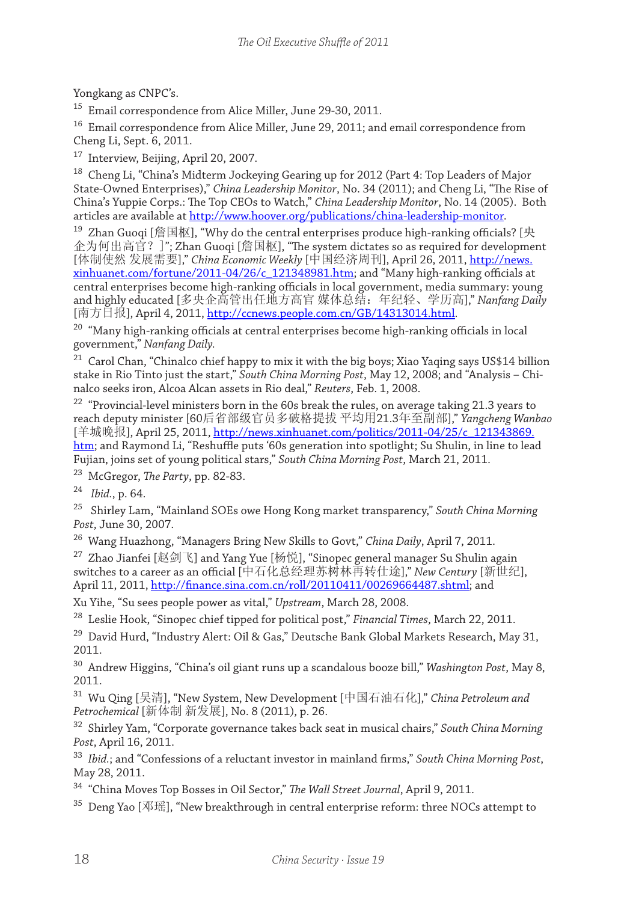Yongkang as CNPC's.

[15] Email correspondence from Alice Miller, June 29-30, 2011.

[16] Email correspondence from Alice Miller, June 29, 2011; and email correspondence from Cheng Li, Sept. 6, 2011.

[17] Interview, Beijing, April 20, 2007.

[18] Cheng Li, "China's Midterm Jockeying Gearing up for 2012 (Part 4: Top Leaders of Major State-Owned Enterprises)," *China Leadership Monitor*, No. 34 (2011); and Cheng Li, "The Rise of China's Yuppie Corps.: The Top CEOs to Watch," *China Leadership Monitor*, No. 14 (2005). Both articles are available at http://www.hoover.org/publications/china-leadership-monitor.

[19] Zhan Guoqi [詹国枢], "Why do the central enterprises produce high-ranking officials? [央企为何出高官？]"; Zhan Guoqi [詹国枢], "The system dictates so as required for development [体制使然 发展需要]," *China Economic Weekly* [中国经济周刊], April 26, 2011, http://news.xinhuanet.com/fortune/2011-04/26/c_121348981.htm; and "Many high-ranking officials at central enterprises become high-ranking officials in local government, media summary: young and highly educated [多央企高管出任地方高官 媒体总结：年纪轻、学历高]," *Nanfang Daily* [南方日报], April 4, 2011, http://ccnews.people.com.cn/GB/14313014.html.

[20] "Many high-ranking officials at central enterprises become high-ranking officials in local government," *Nanfang Daily*.

[21] Carol Chan, "Chinalco chief happy to mix it with the big boys; Xiao Yaqing says US$14 billion stake in Rio Tinto just the start," *South China Morning Post*, May 12, 2008; and "Analysis – Chinalco seeks iron, Alcoa Alcan assets in Rio deal," *Reuters*, Feb. 1, 2008.

[22] "Provincial-level ministers born in the 60s break the rules, on average taking 21.3 years to reach deputy minister [60后省部级官员多破格提拔 平均用21.3年至副部]," *Yangcheng Wanbao* [羊城晚报], April 25, 2011, http://news.xinhuanet.com/politics/2011-04/25/c_121343869.htm; and Raymond Li, "Reshuffle puts '60s generation into spotlight; Su Shulin, in line to lead Fujian, joins set of young political stars," *South China Morning Post*, March 21, 2011.

[23] McGregor, *The Party*, pp. 82-83.

[24] *Ibid.*, p. 64.

[25] Shirley Lam, "Mainland SOEs owe Hong Kong market transparency," *South China Morning Post*, June 30, 2007.

[26] Wang Huazhong, "Managers Bring New Skills to Govt," *China Daily*, April 7, 2011.

[27] Zhao Jianfei [赵剑飞] and Yang Yue [杨悦], "Sinopec general manager Su Shulin again switches to a career as an official [中石化总经理苏树林再转仕途]," *New Century* [新世纪], April 11, 2011, http://finance.sina.com.cn/roll/20110411/00269664487.shtml; and Xu Yihe, "Su sees people power as vital," *Upstream*, March 28, 2008.

[28] Leslie Hook, "Sinopec chief tipped for political post," *Financial Times*, March 22, 2011.

[29] David Hurd, "Industry Alert: Oil & Gas," Deutsche Bank Global Markets Research, May 31, 2011.

[30] Andrew Higgins, "China's oil giant runs up a scandalous booze bill," *Washington Post*, May 8, 2011.

[31] Wu Qing [吴清], "New System, New Development [中国石油石化]," *China Petroleum and Petrochemical* [新体制 新发展], No. 8 (2011), p. 26.

[32] Shirley Yam, "Corporate governance takes back seat in musical chairs," *South China Morning Post*, April 16, 2011.

[33] *Ibid.*; and "Confessions of a reluctant investor in mainland firms," *South China Morning Post*, May 28, 2011.

[34] "China Moves Top Bosses in Oil Sector," *The Wall Street Journal*, April 9, 2011.

[35] Deng Yao [邓瑶], "New breakthrough in central enterprise reform: three NOCs attempt to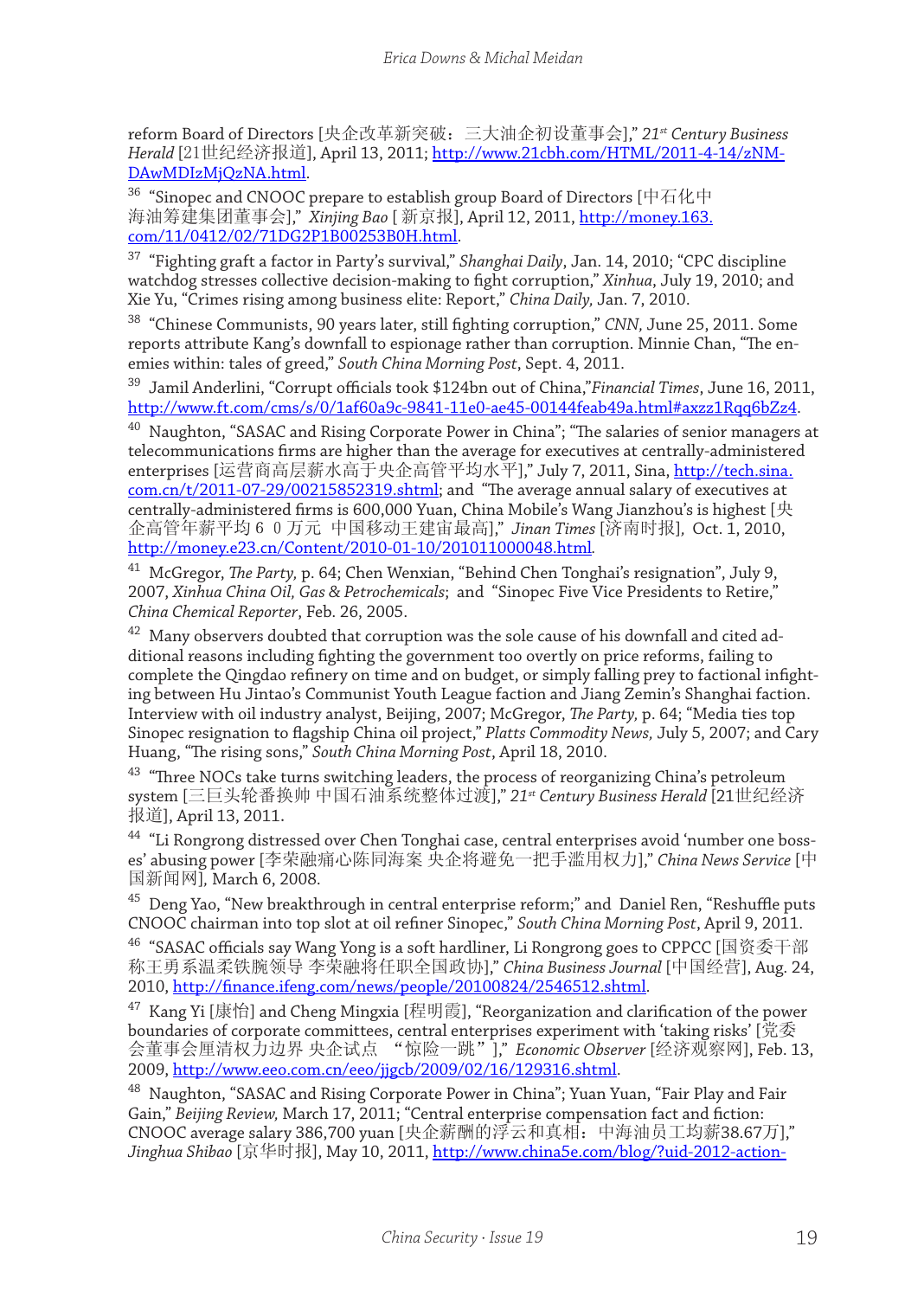reform Board of Directors [央企改革新突破：三大油企初设董事会]," *21st Century Business Herald* [21世纪经济报道], April 13, 2011; http://www.21cbh.com/HTML/2011-4-14/zNM-DAwMDIzMjQzNA.html.

[36] "Sinopec and CNOOC prepare to establish group Board of Directors [中石化中海油筹建集团董事会]," *Xinjing Bao* [ 新京报], April 12, 2011, http://money.163.com/11/0412/02/71DG2P1B00253B0H.html.

[37] "Fighting graft a factor in Party's survival," *Shanghai Daily*, Jan. 14, 2010; "CPC discipline watchdog stresses collective decision-making to fight corruption," *Xinhua*, July 19, 2010; and Xie Yu, "Crimes rising among business elite: Report," *China Daily,* Jan. 7, 2010.

[38] "Chinese Communists, 90 years later, still fighting corruption," *CNN,* June 25, 2011. Some reports attribute Kang's downfall to espionage rather than corruption. Minnie Chan, "The enemies within: tales of greed," *South China Morning Post*, Sept. 4, 2011.

[39] Jamil Anderlini, "Corrupt officials took $124bn out of China,"*Financial Times*, June 16, 2011, http://www.ft.com/cms/s/0/1af60a9c-9841-11e0-ae45-00144feab49a.html#axzz1Rqq6bZz4.

[40] Naughton, "SASAC and Rising Corporate Power in China"; "The salaries of senior managers at telecommunications firms are higher than the average for executives at centrally-administered enterprises [运营商高层薪水高于央企高管平均水平]," July 7, 2011, Sina, http://tech.sina.com.cn/t/2011-07-29/00215852319.shtml; and "The average annual salary of executives at centrally-administered firms is 600,000 Yuan, China Mobile's Wang Jianzhou's is highest [央企高管年薪平均６０万元 中国移动王建宙最高]," *Jinan Times* [济南时报], Oct. 1, 2010, http://money.e23.cn/Content/2010-01-10/201011000048.html.

[41] McGregor, *The Party,* p. 64; Chen Wenxian, "Behind Chen Tonghai's resignation", July 9, 2007, *Xinhua China Oil, Gas & Petrochemicals*; and "Sinopec Five Vice Presidents to Retire," *China Chemical Reporter*, Feb. 26, 2005.

[42] Many observers doubted that corruption was the sole cause of his downfall and cited additional reasons including fighting the government too overtly on price reforms, failing to complete the Qingdao refinery on time and on budget, or simply falling prey to factional infighting between Hu Jintao's Communist Youth League faction and Jiang Zemin's Shanghai faction. Interview with oil industry analyst, Beijing, 2007; McGregor, *The Party,* p. 64; "Media ties top Sinopec resignation to flagship China oil project," *Platts Commodity News,* July 5, 2007; and Cary Huang, "The rising sons," *South China Morning Post*, April 18, 2010.

[43] "Three NOCs take turns switching leaders, the process of reorganizing China's petroleum system [三巨头轮番换帅 中国石油系统整体过渡]," *21st Century Business Herald* [21世纪经济报道], April 13, 2011.

[44] "Li Rongrong distressed over Chen Tonghai case, central enterprises avoid 'number one bosses' abusing power [李荣融痛心陈同海案 央企将避免一把手滥用权力]," *China News Service* [中国新闻网], March 6, 2008.

[45] Deng Yao, "New breakthrough in central enterprise reform;" and Daniel Ren, "Reshuffle puts CNOOC chairman into top slot at oil refiner Sinopec," *South China Morning Post*, April 9, 2011.

[46] "SASAC officials say Wang Yong is a soft hardliner, Li Rongrong goes to CPPCC [国资委干部称王勇系温柔铁腕领导 李荣融将任职全国政协]," *China Business Journal* [中国经营], Aug. 24, 2010, http://finance.ifeng.com/news/people/20100824/2546512.shtml.

[47] Kang Yi [康怡] and Cheng Mingxia [程明霞], "Reorganization and clarification of the power boundaries of corporate committees, central enterprises experiment with 'taking risks' [党委会董事会厘清权力边界 央企试点 "惊险一跳"]," *Economic Observer* [经济观察网], Feb. 13, 2009, http://www.eeo.com.cn/eeo/jjgcb/2009/02/16/129316.shtml.

[48] Naughton, "SASAC and Rising Corporate Power in China"; Yuan Yuan, "Fair Play and Fair Gain," *Beijing Review,* March 17, 2011; "Central enterprise compensation fact and fiction: CNOOC average salary 386,700 yuan [央企薪酬的浮云和真相：中海油员工均薪38.67万]," *Jinghua Shibao* [京华时报], May 10, 2011, http://www.china5e.com/blog/?uid-2012-action-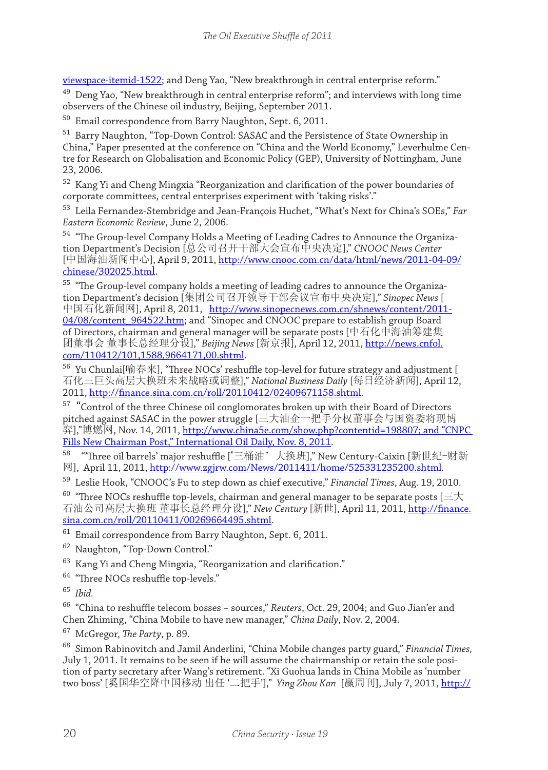viewspace-itemid-1522; and Deng Yao, "New breakthrough in central enterprise reform."

49 Deng Yao, "New breakthrough in central enterprise reform"; and interviews with long time observers of the Chinese oil industry, Beijing, September 2011.

50 Email correspondence from Barry Naughton, Sept. 6, 2011.

51 Barry Naughton, "Top-Down Control: SASAC and the Persistence of State Ownership in China," Paper presented at the conference on "China and the World Economy," Leverhulme Centre for Research on Globalisation and Economic Policy (GEP), University of Nottingham, June 23, 2006.

52 Kang Yi and Cheng Mingxia "Reorganization and clarification of the power boundaries of corporate committees, central enterprises experiment with 'taking risks'."

53 Leila Fernandez-Stembridge and Jean-François Huchet, "What's Next for China's SOEs," *Far Eastern Economic Review*, June 2, 2006.

54 "The Group-level Company Holds a Meeting of Leading Cadres to Announce the Organization Department's Decision [总公司召开干部大会宣布中央决定]," *CNOOC News Center* [中国海油新闻中心], April 9, 2011, http://www.cnooc.com.cn/data/html/news/2011-04-09/chinese/302025.html.

55 "The Group-level company holds a meeting of leading cadres to announce the Organization Department's decision [集团公司召开领导干部会议宣布中央决定]," *Sinopec News* [中国石化新闻网], April 8, 2011, http://www.sinopecnews.com.cn/shnews/content/2011-04/08/content_964522.htm; and "Sinopec and CNOOC prepare to establish group Board of Directors, chairman and general manager will be separate posts [中石化中海油筹建集团董事会 董事长总经理分设]," *Beijing News* [新京报], April 12, 2011, http://news.cnfol.com/110412/101,1588,9664171,00.shtml.

56 Yu Chunlai[喻春来], "Three NOCs' reshuffle top-level for future strategy and adjustment [石化三巨头高层大换班未来战略或调整]," *National Business Daily* [每日经济新闻], April 12, 2011, http://finance.sina.com.cn/roll/20110412/02409671158.shtml.

57 "Control of the three Chinese oil conglomerates broken up with their Board of Directors pitched against SASAC in the power struggle [三大油企一把手分权董事会与国资委将现博弈]," 博燃网, Nov. 14, 2011, http://www.china5e.com/show.php?contentid=198807; and "CNPC Fills New Chairman Post," International Oil Daily, Nov. 8, 2011.

58 "'Three oil barrels' major reshuffle ['三桶油' 大换班]," New Century-Caixin [新世纪-财新网], April 11, 2011, http://www.zgjrw.com/News/2011411/home/525331235200.shtml.

59 Leslie Hook, "CNOOC's Fu to step down as chief executive," *Financial Times*, Aug. 19, 2010.

60 "Three NOCs reshuffle top-levels, chairman and general manager to be separate posts [三大石油公司高层大换班 董事长总经理分设]," *New Century* [新世], April 11, 2011, http://finance.sina.com.cn/roll/20110411/00269664495.shtml.

61 Email correspondence from Barry Naughton, Sept. 6, 2011.

62 Naughton, "Top-Down Control."

63 Kang Yi and Cheng Mingxia, "Reorganization and clarification."

64 "Three NOCs reshuffle top-levels."

65 *Ibid.*

66 "China to reshuffle telecom bosses – sources," *Reuters*, Oct. 29, 2004; and Guo Jian'er and Chen Zhiming, "China Mobile to have new manager," *China Daily*, Nov. 2, 2004.

67 McGregor, *The Party*, p. 89.

68 Simon Rabinovitch and Jamil Anderlini, "China Mobile changes party guard," *Financial Times*, July 1, 2011. It remains to be seen if he will assume the chairmanship or retain the sole position of party secretary after Wang's retirement. "Xi Guohua lands in China Mobile as 'number two boss' [奚国华空降中国移动 出任 '二把手']," *Ying Zhou Kan* [嬴周刊], July 7, 2011, http://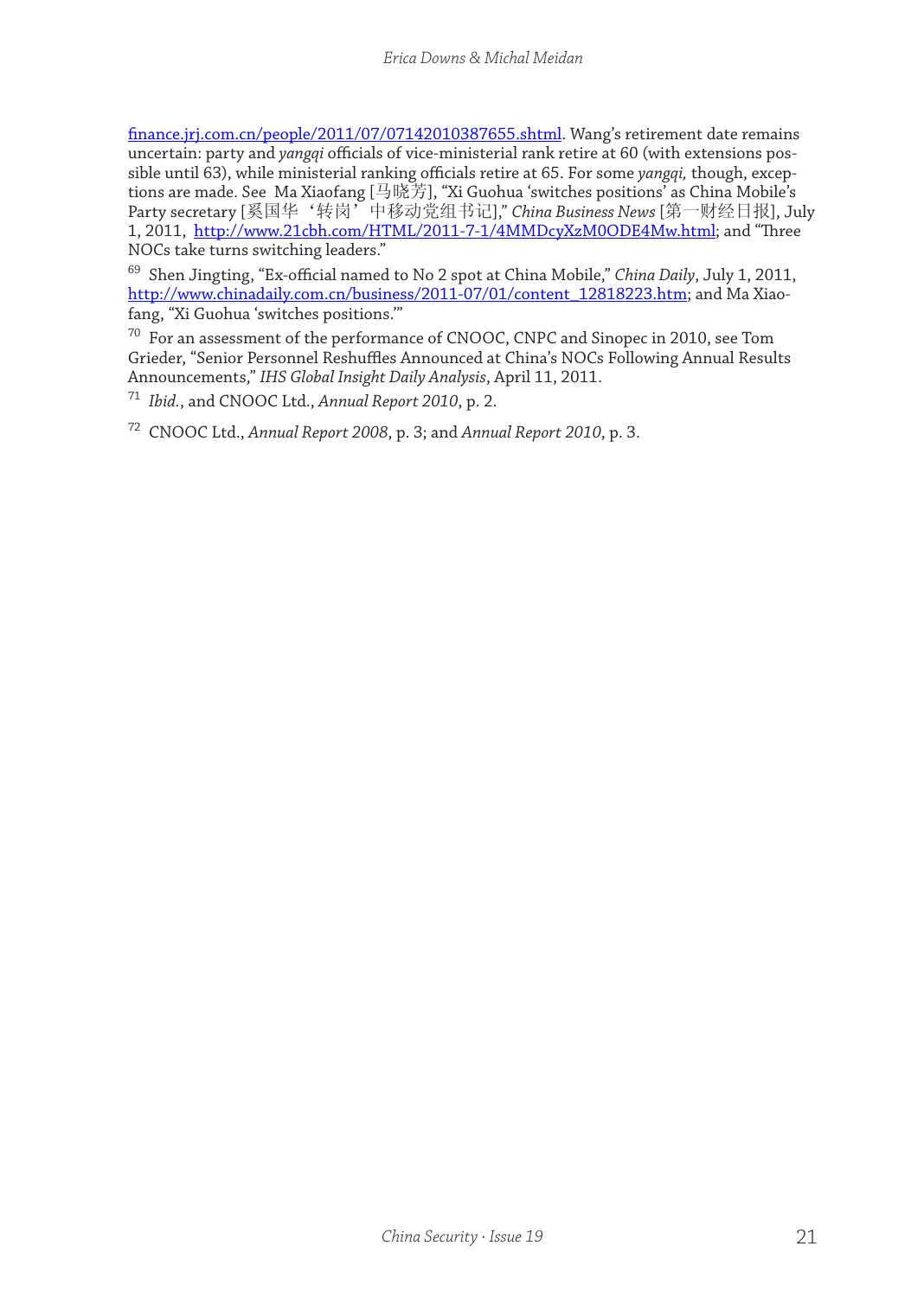finance.jrj.com.cn/people/2011/07/07142010387655.shtml. Wang's retirement date remains uncertain: party and *yangqi* officials of vice-ministerial rank retire at 60 (with extensions possible until 63), while ministerial ranking officials retire at 65. For some *yangqi,* though, exceptions are made. See Ma Xiaofang [马晓芳], "Xi Guohua 'switches positions' as China Mobile's Party secretary [奚国华'转岗'中移动党组书记]," *China Business News* [第一财经日报], July 1, 2011, http://www.21cbh.com/HTML/2011-7-1/4MMDcyXzM0ODE4Mw.html; and "Three NOCs take turns switching leaders."

[69] Shen Jingting, "Ex-official named to No 2 spot at China Mobile," *China Daily*, July 1, 2011, http://www.chinadaily.com.cn/business/2011-07/01/content_12818223.htm; and Ma Xiaofang, "Xi Guohua 'switches positions.'"

[70] For an assessment of the performance of CNOOC, CNPC and Sinopec in 2010, see Tom Grieder, "Senior Personnel Reshuffles Announced at China's NOCs Following Annual Results Announcements," *IHS Global Insight Daily Analysis*, April 11, 2011.

[71] *Ibid.*, and CNOOC Ltd., *Annual Report 2010*, p. 2.

[72] CNOOC Ltd., *Annual Report 2008*, p. 3; and *Annual Report 2010*, p. 3.